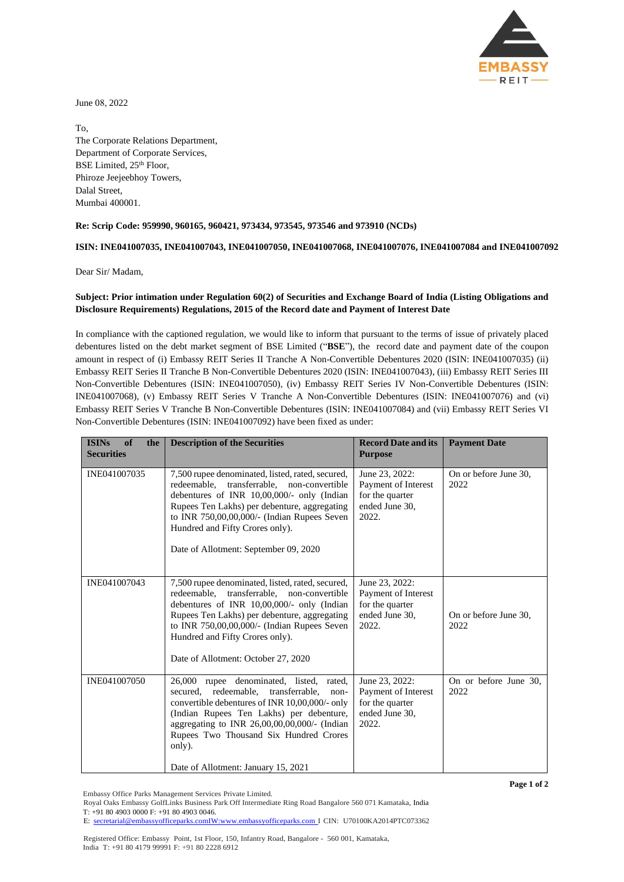June 08, 2022

To,
The Corporate Relations Department,
Department of Corporate Services,
BSE Limited, 25th Floor,
Phiroze Jeejeebhoy Towers,
Dalal Street,
Mumbai 400001.

**Re: Scrip Code: 959990, 960165, 960421, 973434, 973545, 973546 and 973910 (NCDs)**

**ISIN: INE041007035, INE041007043, INE041007050, INE041007068, INE041007076, INE041007084 and INE041007092**

Dear Sir/ Madam,

**Subject: Prior intimation under Regulation 60(2) of Securities and Exchange Board of India (Listing Obligations and Disclosure Requirements) Regulations, 2015 of the Record date and Payment of Interest Date**

In compliance with the captioned regulation, we would like to inform that pursuant to the terms of issue of privately placed debentures listed on the debt market segment of BSE Limited ("**BSE**"), the record date and payment date of the coupon amount in respect of (i) Embassy REIT Series II Tranche A Non-Convertible Debentures 2020 (ISIN: INE041007035) (ii) Embassy REIT Series II Tranche B Non-Convertible Debentures 2020 (ISIN: INE041007043), (iii) Embassy REIT Series III Non-Convertible Debentures (ISIN: INE041007050), (iv) Embassy REIT Series IV Non-Convertible Debentures (ISIN: INE041007068), (v) Embassy REIT Series V Tranche A Non-Convertible Debentures (ISIN: INE041007076) and (vi) Embassy REIT Series V Tranche B Non-Convertible Debentures (ISIN: INE041007084) and (vii) Embassy REIT Series VI Non-Convertible Debentures (ISIN: INE041007092) have been fixed as under:

| ISINs of the Securities | Description of the Securities | Record Date and its Purpose | Payment Date |
|---|---|---|---|
| INE041007035 | 7,500 rupee denominated, listed, rated, secured, redeemable, transferrable, non-convertible debentures of INR 10,00,000/- only (Indian Rupees Ten Lakhs) per debenture, aggregating to INR 750,00,00,000/- (Indian Rupees Seven Hundred and Fifty Crores only).<br><br>Date of Allotment: September 09, 2020 | June 23, 2022: Payment of Interest for the quarter ended June 30, 2022. | On or before June 30, 2022 |
| INE041007043 | 7,500 rupee denominated, listed, rated, secured, redeemable, transferrable, non-convertible debentures of INR 10,00,000/- only (Indian Rupees Ten Lakhs) per debenture, aggregating to INR 750,00,00,000/- (Indian Rupees Seven Hundred and Fifty Crores only).<br><br>Date of Allotment: October 27, 2020 | June 23, 2022: Payment of Interest for the quarter ended June 30, 2022. | On or before June 30, 2022 |
| INE041007050 | 26,000 rupee denominated, listed, rated, secured, redeemable, transferrable, non-convertible debentures of INR 10,00,000/- only (Indian Rupees Ten Lakhs) per debenture, aggregating to INR 26,00,00,00,000/- (Indian Rupees Two Thousand Six Hundred Crores only).<br><br>Date of Allotment: January 15, 2021 | June 23, 2022: Payment of Interest for the quarter ended June 30, 2022. | On or before June 30, 2022 |

Embassy Office Parks Management Services Private Limited.
Royal Oaks Embassy GolfLinks Business Park Off Intermediate Ring Road Bangalore 560 071 Kamataka, India
T: +91 80 4903 0000 F: +91 80 4903 0046.
E: secretarial@embassyofficeparks.comIW:www.embassyofficeparks.com I CIN: U70100KA2014PTC073362

Registered Office: Embassy Point, 1st Floor, 150, Infantry Road, Bangalore - 560 001, Kamataka, India T: +91 80 4179 99991 F: +91 80 2228 6912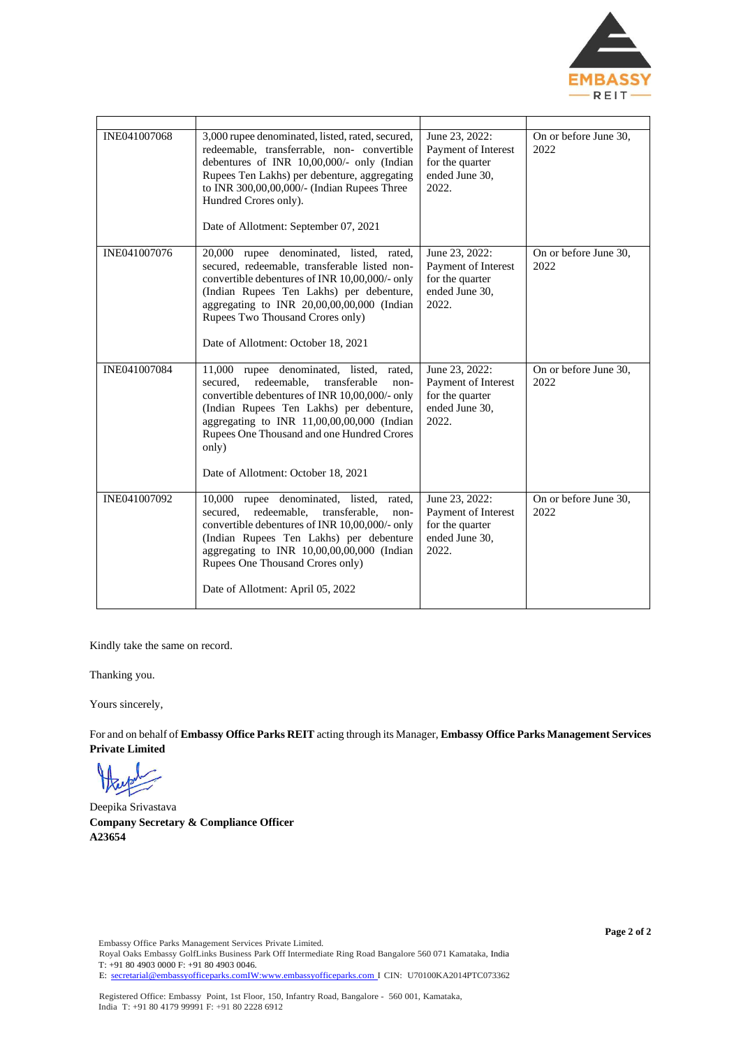| | | | |
|---|---|---|---|
| INE041007068 | 3,000 rupee denominated, listed, rated, secured, redeemable, transferrable, non- convertible debentures of INR 10,00,000/- only (Indian Rupees Ten Lakhs) per debenture, aggregating to INR 300,00,00,000/- (Indian Rupees Three Hundred Crores only).<br><br>Date of Allotment: September 07, 2021 | June 23, 2022: Payment of Interest for the quarter ended June 30, 2022. | On or before June 30, 2022 |
| INE041007076 | 20,000 rupee denominated, listed, rated, secured, redeemable, transferable listed non-convertible debentures of INR 10,00,000/- only (Indian Rupees Ten Lakhs) per debenture, aggregating to INR 20,00,00,00,000 (Indian Rupees Two Thousand Crores only)<br><br>Date of Allotment: October 18, 2021 | June 23, 2022: Payment of Interest for the quarter ended June 30, 2022. | On or before June 30, 2022 |
| INE041007084 | 11,000 rupee denominated, listed, rated, secured, redeemable, transferable non-convertible debentures of INR 10,00,000/- only (Indian Rupees Ten Lakhs) per debenture, aggregating to INR 11,00,00,00,000 (Indian Rupees One Thousand and one Hundred Crores only)<br><br>Date of Allotment: October 18, 2021 | June 23, 2022: Payment of Interest for the quarter ended June 30, 2022. | On or before June 30, 2022 |
| INE041007092 | 10,000 rupee denominated, listed, rated, secured, redeemable, transferable, non-convertible debentures of INR 10,00,000/- only (Indian Rupees Ten Lakhs) per debenture aggregating to INR 10,00,00,00,000 (Indian Rupees One Thousand Crores only)<br><br>Date of Allotment: April 05, 2022 | June 23, 2022: Payment of Interest for the quarter ended June 30, 2022. | On or before June 30, 2022 |

Kindly take the same on record.

Thanking you.

Yours sincerely,

For and on behalf of **Embassy Office Parks REIT** acting through its Manager, **Embassy Office Parks Management Services Private Limited**

Deepika Srivastava
**Company Secretary & Compliance Officer**
**A23654**

Embassy Office Parks Management Services Private Limited.
Royal Oaks Embassy GolfLinks Business Park Off Intermediate Ring Road Bangalore 560 071 Kamataka, India
T: +91 80 4903 0000 F: +91 80 4903 0046.
E: secretarial@embassyofficeparks.comIW:www.embassyofficeparks.com I CIN: U70100KA2014PTC073362

Registered Office: Embassy Point, 1st Floor, 150, Infantry Road, Bangalore - 560 001, Kamataka, India T: +91 80 4179 99991 F: +91 80 2228 6912